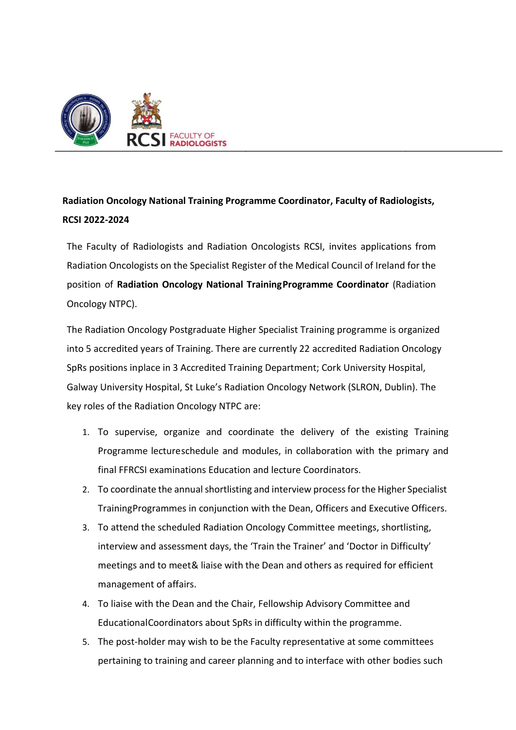RCSI FACULTY OF RADIOLOGISTS

**Radiation Oncology National Training Programme Coordinator, Faculty of Radiologists, RCSI 2022-2024**

The Faculty of Radiologists and Radiation Oncologists RCSI, invites applications from Radiation Oncologists on the Specialist Register of the Medical Council of Ireland for the position of **Radiation Oncology National Training Programme Coordinator** (Radiation Oncology NTPC).

The Radiation Oncology Postgraduate Higher Specialist Training programme is organized into 5 accredited years of Training. There are currently 22 accredited Radiation Oncology SpRs positions inplace in 3 Accredited Training Department; Cork University Hospital, Galway University Hospital, St Luke's Radiation Oncology Network (SLRON, Dublin). The key roles of the Radiation Oncology NTPC are:

1. To supervise, organize and coordinate the delivery of the existing Training Programme lectureschedule and modules, in collaboration with the primary and final FFRCSI examinations Education and lecture Coordinators.
2. To coordinate the annual shortlisting and interview process for the Higher Specialist TrainingProgrammes in conjunction with the Dean, Officers and Executive Officers.
3. To attend the scheduled Radiation Oncology Committee meetings, shortlisting, interview and assessment days, the 'Train the Trainer' and 'Doctor in Difficulty' meetings and to meet& liaise with the Dean and others as required for efficient management of affairs.
4. To liaise with the Dean and the Chair, Fellowship Advisory Committee and EducationalCoordinators about SpRs in difficulty within the programme.
5. The post-holder may wish to be the Faculty representative at some committees pertaining to training and career planning and to interface with other bodies such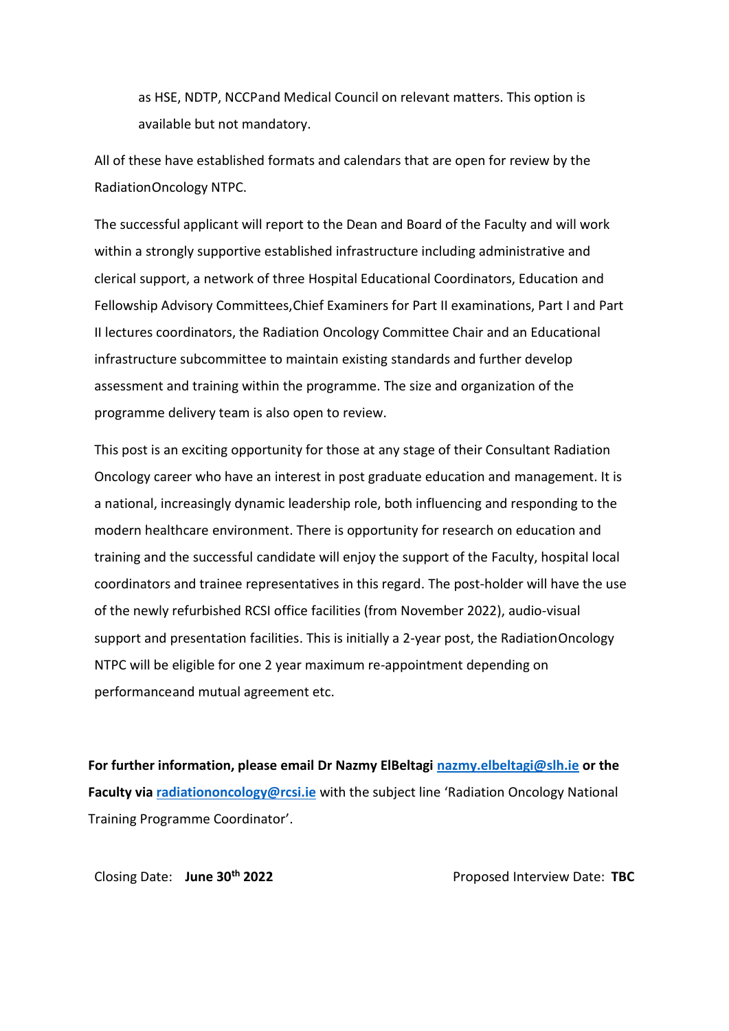as HSE, NDTP, NCCPand Medical Council on relevant matters. This option is available but not mandatory.

All of these have established formats and calendars that are open for review by the RadiationOncology NTPC.

The successful applicant will report to the Dean and Board of the Faculty and will work within a strongly supportive established infrastructure including administrative and clerical support, a network of three Hospital Educational Coordinators, Education and Fellowship Advisory Committees,Chief Examiners for Part II examinations, Part I and Part II lectures coordinators, the Radiation Oncology Committee Chair and an Educational infrastructure subcommittee to maintain existing standards and further develop assessment and training within the programme. The size and organization of the programme delivery team is also open to review.

This post is an exciting opportunity for those at any stage of their Consultant Radiation Oncology career who have an interest in post graduate education and management. It is a national, increasingly dynamic leadership role, both influencing and responding to the modern healthcare environment. There is opportunity for research on education and training and the successful candidate will enjoy the support of the Faculty, hospital local coordinators and trainee representatives in this regard. The post-holder will have the use of the newly refurbished RCSI office facilities (from November 2022), audio-visual support and presentation facilities. This is initially a 2-year post, the RadiationOncology NTPC will be eligible for one 2 year maximum re-appointment depending on performanceand mutual agreement etc.

**For further information, please email Dr Nazmy ElBeltagi nazmy.elbeltagi@slh.ie or the Faculty via radiationoncology@rcsi.ie** with the subject line 'Radiation Oncology National Training Programme Coordinator'.

Closing Date: **June 30th 2022** Proposed Interview Date: **TBC**